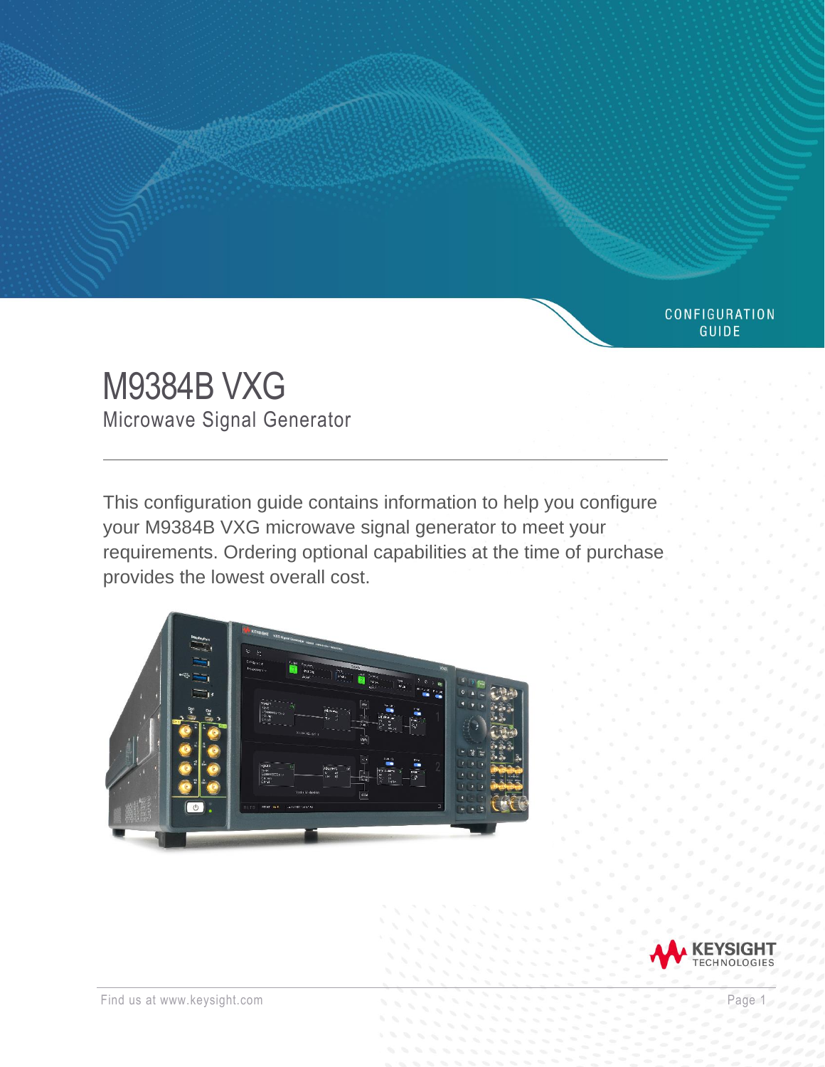CONFIGURATION GUIDE

# M9384B VXG

## Microwave Signal Generator

This configuration guide contains information to help you configure your M9384B VXG microwave signal generator to meet your requirements. Ordering optional capabilities at the time of purchase provides the lowest overall cost.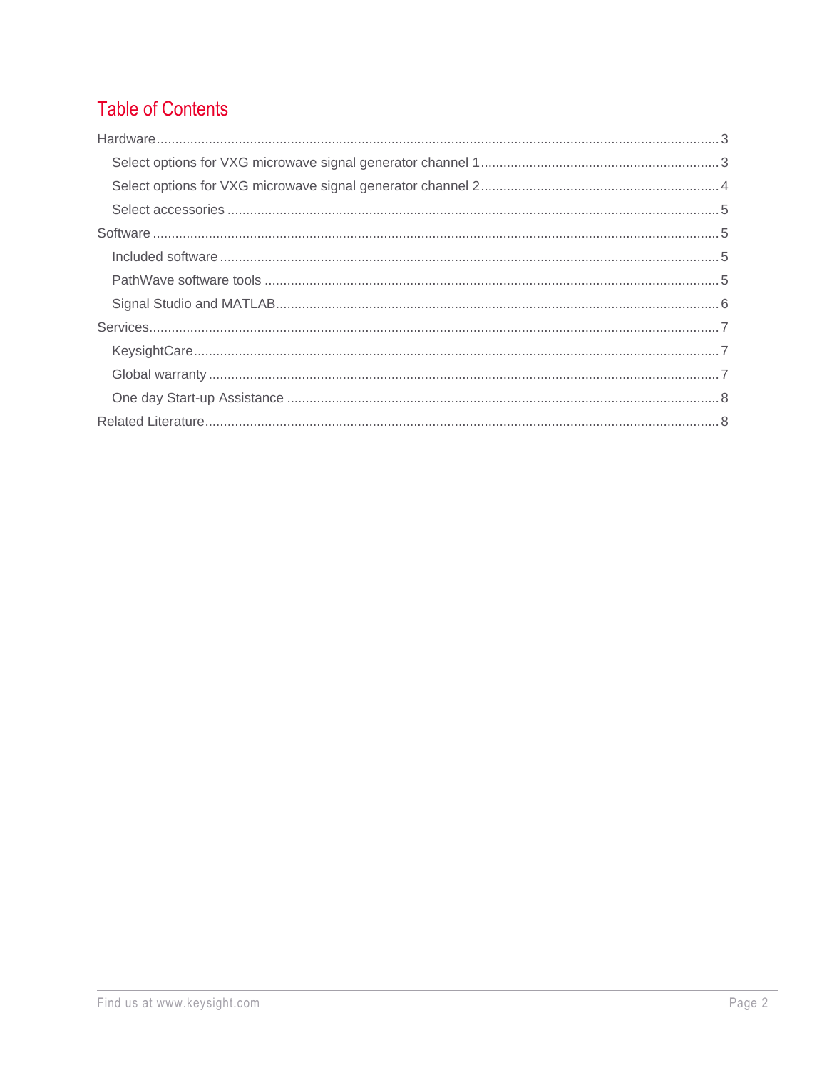## Table of Contents

- Hardware ..... 3
  - Select options for VXG microwave signal generator channel 1 ..... 3
  - Select options for VXG microwave signal generator channel 2 ..... 4
  - Select accessories ..... 5
- Software ..... 5
  - Included software ..... 5
  - PathWave software tools ..... 5
  - Signal Studio and MATLAB ..... 6
- Services ..... 7
  - KeysightCare ..... 7
  - Global warranty ..... 7
  - One day Start-up Assistance ..... 8
- Related Literature ..... 8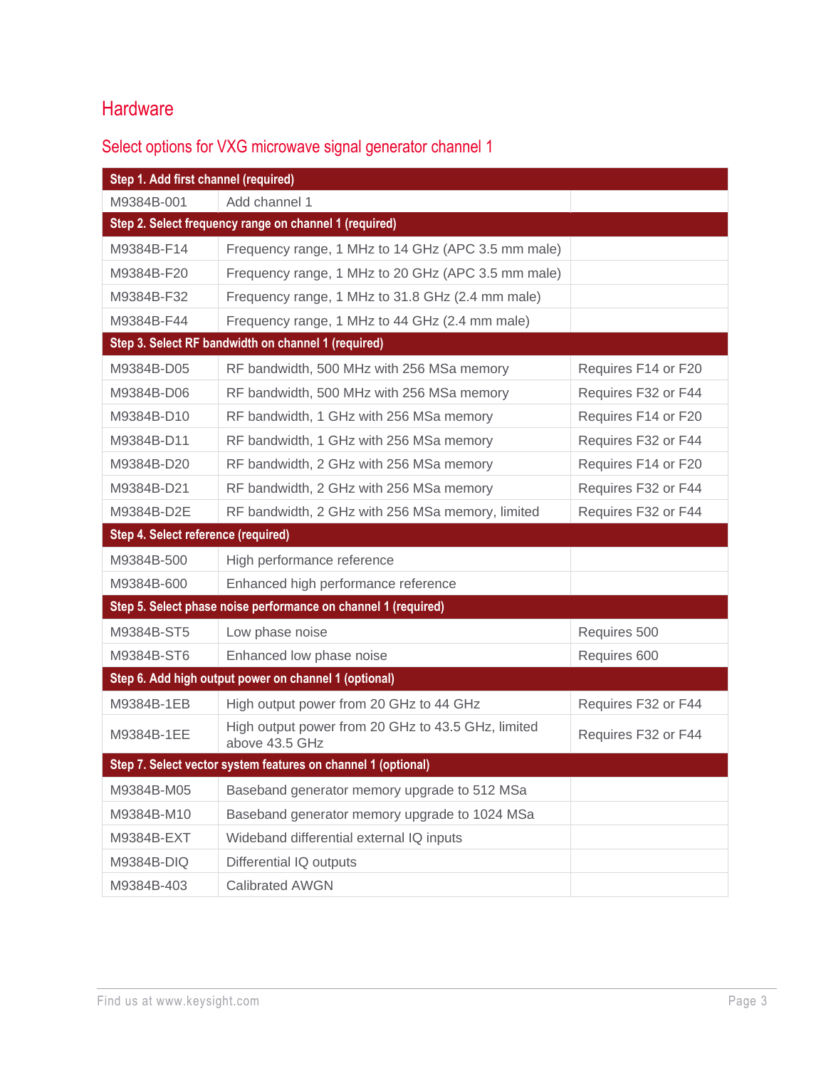# Hardware

## Select options for VXG microwave signal generator channel 1

| Step 1. Add first channel (required) | | |
|---|---|---|
| M9384B-001 | Add channel 1 | |
| **Step 2. Select frequency range on channel 1 (required)** | | |
| M9384B-F14 | Frequency range, 1 MHz to 14 GHz (APC 3.5 mm male) | |
| M9384B-F20 | Frequency range, 1 MHz to 20 GHz (APC 3.5 mm male) | |
| M9384B-F32 | Frequency range, 1 MHz to 31.8 GHz (2.4 mm male) | |
| M9384B-F44 | Frequency range, 1 MHz to 44 GHz (2.4 mm male) | |
| **Step 3. Select RF bandwidth on channel 1 (required)** | | |
| M9384B-D05 | RF bandwidth, 500 MHz with 256 MSa memory | Requires F14 or F20 |
| M9384B-D06 | RF bandwidth, 500 MHz with 256 MSa memory | Requires F32 or F44 |
| M9384B-D10 | RF bandwidth, 1 GHz with 256 MSa memory | Requires F14 or F20 |
| M9384B-D11 | RF bandwidth, 1 GHz with 256 MSa memory | Requires F32 or F44 |
| M9384B-D20 | RF bandwidth, 2 GHz with 256 MSa memory | Requires F14 or F20 |
| M9384B-D21 | RF bandwidth, 2 GHz with 256 MSa memory | Requires F32 or F44 |
| M9384B-D2E | RF bandwidth, 2 GHz with 256 MSa memory, limited | Requires F32 or F44 |
| **Step 4. Select reference (required)** | | |
| M9384B-500 | High performance reference | |
| M9384B-600 | Enhanced high performance reference | |
| **Step 5. Select phase noise performance on channel 1 (required)** | | |
| M9384B-ST5 | Low phase noise | Requires 500 |
| M9384B-ST6 | Enhanced low phase noise | Requires 600 |
| **Step 6. Add high output power on channel 1 (optional)** | | |
| M9384B-1EB | High output power from 20 GHz to 44 GHz | Requires F32 or F44 |
| M9384B-1EE | High output power from 20 GHz to 43.5 GHz, limited above 43.5 GHz | Requires F32 or F44 |
| **Step 7. Select vector system features on channel 1 (optional)** | | |
| M9384B-M05 | Baseband generator memory upgrade to 512 MSa | |
| M9384B-M10 | Baseband generator memory upgrade to 1024 MSa | |
| M9384B-EXT | Wideband differential external IQ inputs | |
| M9384B-DIQ | Differential IQ outputs | |
| M9384B-403 | Calibrated AWGN | |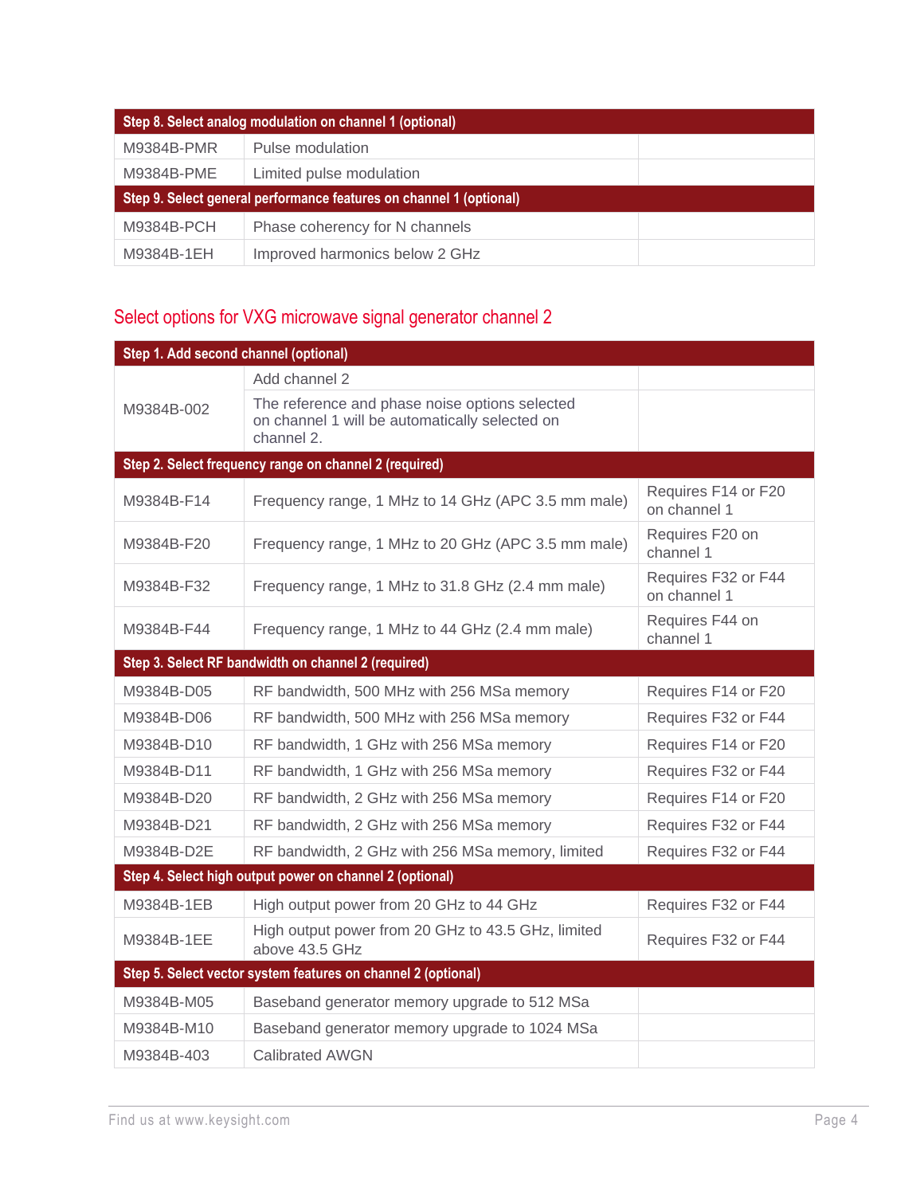| Step 8. Select analog modulation on channel 1 (optional) | | |
|---|---|---|
| M9384B-PMR | Pulse modulation | |
| M9384B-PME | Limited pulse modulation | |
| **Step 9. Select general performance features on channel 1 (optional)** | | |
| M9384B-PCH | Phase coherency for N channels | |
| M9384B-1EH | Improved harmonics below 2 GHz | |

## Select options for VXG microwave signal generator channel 2

| Step 1. Add second channel (optional) | | |
|---|---|---|
| M9384B-002 | Add channel 2<br>The reference and phase noise options selected on channel 1 will be automatically selected on channel 2. | |
| **Step 2. Select frequency range on channel 2 (required)** | | |
| M9384B-F14 | Frequency range, 1 MHz to 14 GHz (APC 3.5 mm male) | Requires F14 or F20 on channel 1 |
| M9384B-F20 | Frequency range, 1 MHz to 20 GHz (APC 3.5 mm male) | Requires F20 on channel 1 |
| M9384B-F32 | Frequency range, 1 MHz to 31.8 GHz (2.4 mm male) | Requires F32 or F44 on channel 1 |
| M9384B-F44 | Frequency range, 1 MHz to 44 GHz (2.4 mm male) | Requires F44 on channel 1 |
| **Step 3. Select RF bandwidth on channel 2 (required)** | | |
| M9384B-D05 | RF bandwidth, 500 MHz with 256 MSa memory | Requires F14 or F20 |
| M9384B-D06 | RF bandwidth, 500 MHz with 256 MSa memory | Requires F32 or F44 |
| M9384B-D10 | RF bandwidth, 1 GHz with 256 MSa memory | Requires F14 or F20 |
| M9384B-D11 | RF bandwidth, 1 GHz with 256 MSa memory | Requires F32 or F44 |
| M9384B-D20 | RF bandwidth, 2 GHz with 256 MSa memory | Requires F14 or F20 |
| M9384B-D21 | RF bandwidth, 2 GHz with 256 MSa memory | Requires F32 or F44 |
| M9384B-D2E | RF bandwidth, 2 GHz with 256 MSa memory, limited | Requires F32 or F44 |
| **Step 4. Select high output power on channel 2 (optional)** | | |
| M9384B-1EB | High output power from 20 GHz to 44 GHz | Requires F32 or F44 |
| M9384B-1EE | High output power from 20 GHz to 43.5 GHz, limited above 43.5 GHz | Requires F32 or F44 |
| **Step 5. Select vector system features on channel 2 (optional)** | | |
| M9384B-M05 | Baseband generator memory upgrade to 512 MSa | |
| M9384B-M10 | Baseband generator memory upgrade to 1024 MSa | |
| M9384B-403 | Calibrated AWGN | |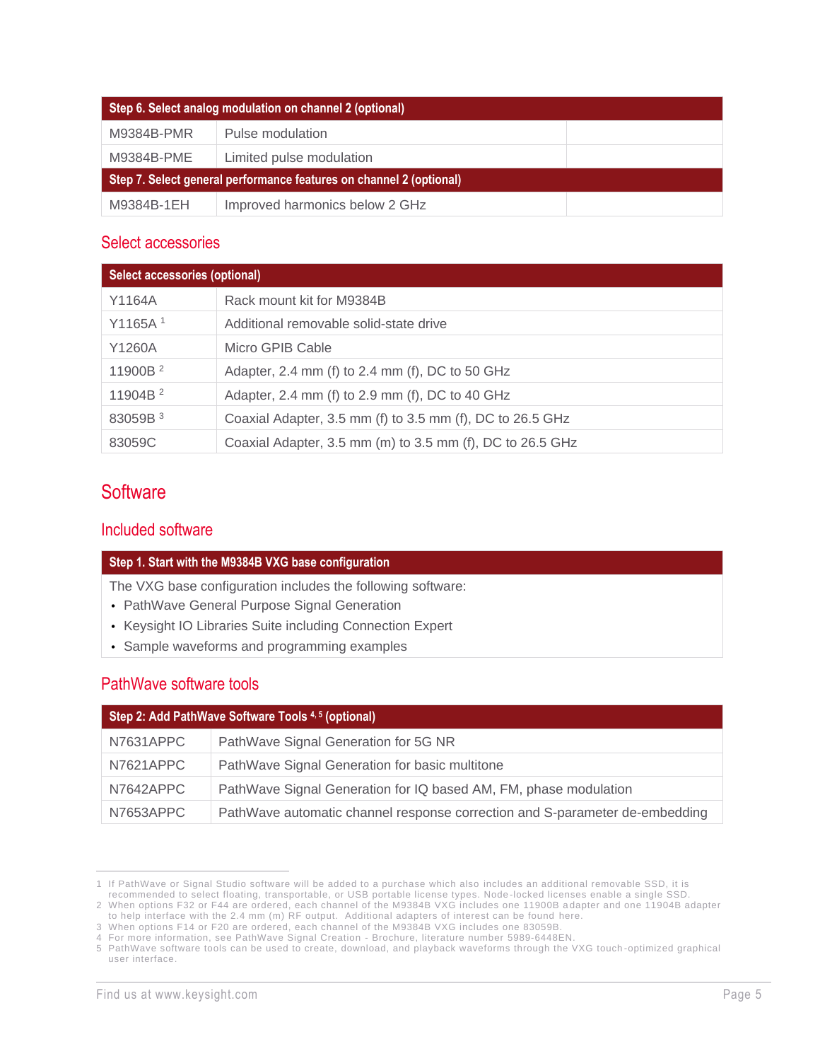| Step 6. Select analog modulation on channel 2 (optional) | | |
|---|---|---|
| M9384B-PMR | Pulse modulation | |
| M9384B-PME | Limited pulse modulation | |
| **Step 7. Select general performance features on channel 2 (optional)** | | |
| M9384B-1EH | Improved harmonics below 2 GHz | |

## Select accessories

| Select accessories (optional) | |
|---|---|
| Y1164A | Rack mount kit for M9384B |
| Y1165A [1] | Additional removable solid-state drive |
| Y1260A | Micro GPIB Cable |
| 11900B [2] | Adapter, 2.4 mm (f) to 2.4 mm (f), DC to 50 GHz |
| 11904B [2] | Adapter, 2.4 mm (f) to 2.9 mm (f), DC to 40 GHz |
| 83059B [3] | Coaxial Adapter, 3.5 mm (f) to 3.5 mm (f), DC to 26.5 GHz |
| 83059C | Coaxial Adapter, 3.5 mm (m) to 3.5 mm (f), DC to 26.5 GHz |

# Software

## Included software

| Step 1. Start with the M9384B VXG base configuration |
|---|
| The VXG base configuration includes the following software:<br>• PathWave General Purpose Signal Generation<br>• Keysight IO Libraries Suite including Connection Expert<br>• Sample waveforms and programming examples |

## PathWave software tools

| Step 2: Add PathWave Software Tools [4, 5] (optional) | |
|---|---|
| N7631APPC | PathWave Signal Generation for 5G NR |
| N7621APPC | PathWave Signal Generation for basic multitone |
| N7642APPC | PathWave Signal Generation for IQ based AM, FM, phase modulation |
| N7653APPC | PathWave automatic channel response correction and S-parameter de-embedding |

1 If PathWave or Signal Studio software will be added to a purchase which also includes an additional removable SSD, it is recommended to select floating, transportable, or USB portable license types. Node-locked licenses enable a single SSD.
2 When options F32 or F44 are ordered, each channel of the M9384B VXG includes one 11900B adapter and one 11904B adapter to help interface with the 2.4 mm (m) RF output. Additional adapters of interest can be found here.
3 When options F14 or F20 are ordered, each channel of the M9384B VXG includes one 83059B.
4 For more information, see PathWave Signal Creation - Brochure, literature number 5989-6448EN.
5 PathWave software tools can be used to create, download, and playback waveforms through the VXG touch-optimized graphical user interface.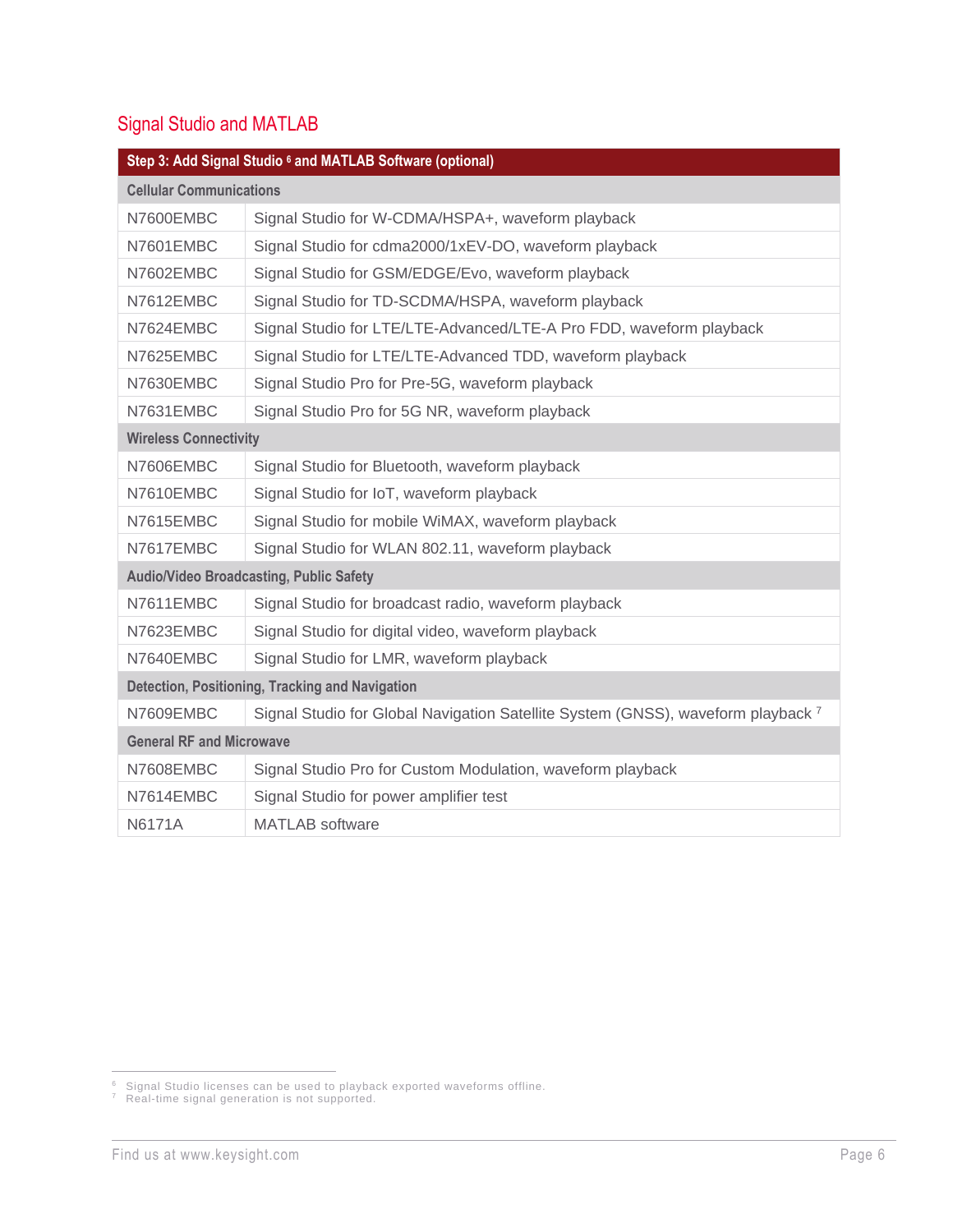## Signal Studio and MATLAB

| Step 3: Add Signal Studio [6] and MATLAB Software (optional) | |
|---|---|
| **Cellular Communications** | |
| N7600EMBC | Signal Studio for W-CDMA/HSPA+, waveform playback |
| N7601EMBC | Signal Studio for cdma2000/1xEV-DO, waveform playback |
| N7602EMBC | Signal Studio for GSM/EDGE/Evo, waveform playback |
| N7612EMBC | Signal Studio for TD-SCDMA/HSPA, waveform playback |
| N7624EMBC | Signal Studio for LTE/LTE-Advanced/LTE-A Pro FDD, waveform playback |
| N7625EMBC | Signal Studio for LTE/LTE-Advanced TDD, waveform playback |
| N7630EMBC | Signal Studio Pro for Pre-5G, waveform playback |
| N7631EMBC | Signal Studio Pro for 5G NR, waveform playback |
| **Wireless Connectivity** | |
| N7606EMBC | Signal Studio for Bluetooth, waveform playback |
| N7610EMBC | Signal Studio for IoT, waveform playback |
| N7615EMBC | Signal Studio for mobile WiMAX, waveform playback |
| N7617EMBC | Signal Studio for WLAN 802.11, waveform playback |
| **Audio/Video Broadcasting, Public Safety** | |
| N7611EMBC | Signal Studio for broadcast radio, waveform playback |
| N7623EMBC | Signal Studio for digital video, waveform playback |
| N7640EMBC | Signal Studio for LMR, waveform playback |
| **Detection, Positioning, Tracking and Navigation** | |
| N7609EMBC | Signal Studio for Global Navigation Satellite System (GNSS), waveform playback [7] |
| **General RF and Microwave** | |
| N7608EMBC | Signal Studio Pro for Custom Modulation, waveform playback |
| N7614EMBC | Signal Studio for power amplifier test |
| N6171A | MATLAB software |

[6] Signal Studio licenses can be used to playback exported waveforms offline.
[7] Real-time signal generation is not supported.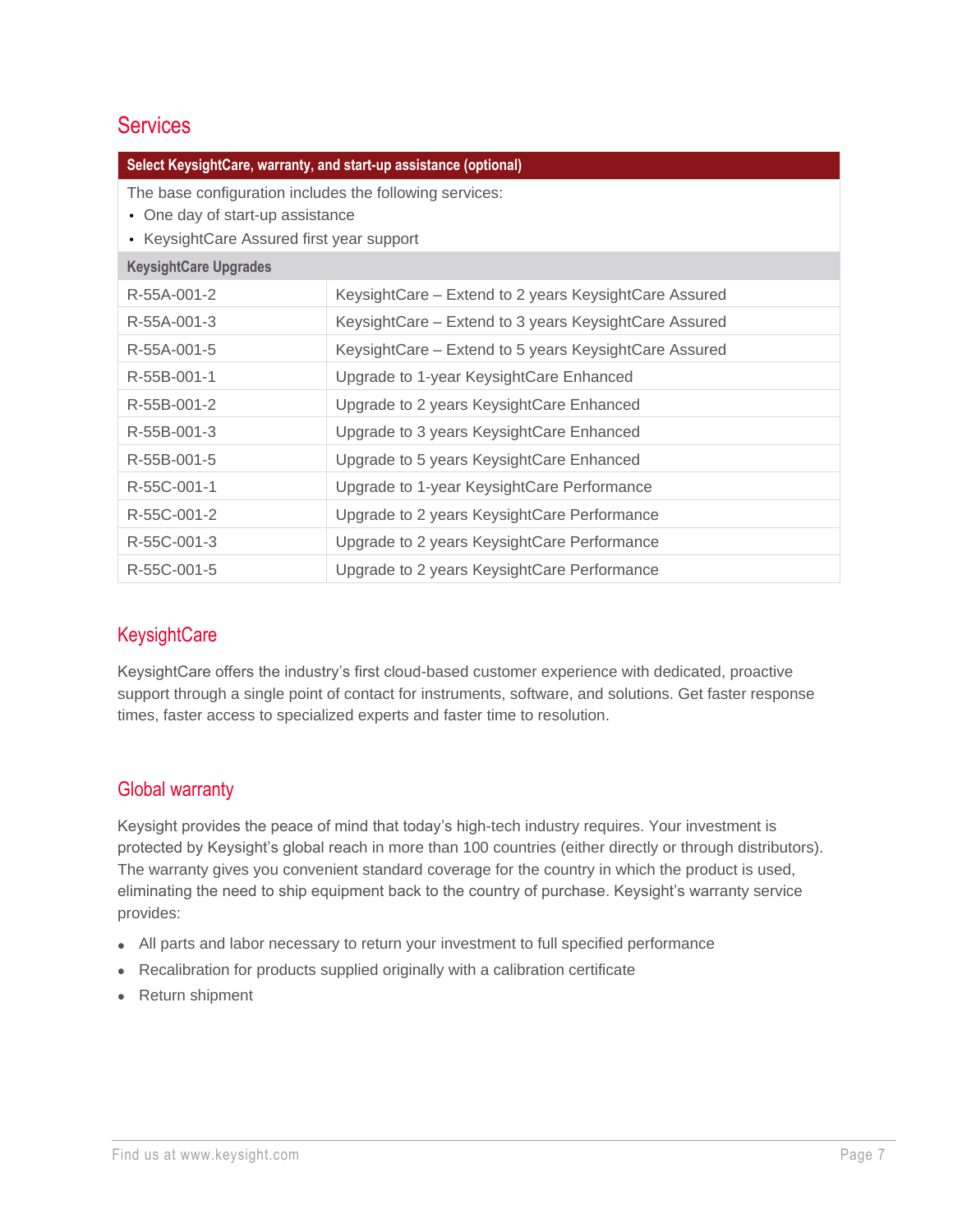## Services

| Select KeysightCare, warranty, and start-up assistance (optional) | |
|---|---|
| The base configuration includes the following services:<br>• One day of start-up assistance<br>• KeysightCare Assured first year support | |
| **KeysightCare Upgrades** | |
| R-55A-001-2 | KeysightCare – Extend to 2 years KeysightCare Assured |
| R-55A-001-3 | KeysightCare – Extend to 3 years KeysightCare Assured |
| R-55A-001-5 | KeysightCare – Extend to 5 years KeysightCare Assured |
| R-55B-001-1 | Upgrade to 1-year KeysightCare Enhanced |
| R-55B-001-2 | Upgrade to 2 years KeysightCare Enhanced |
| R-55B-001-3 | Upgrade to 3 years KeysightCare Enhanced |
| R-55B-001-5 | Upgrade to 5 years KeysightCare Enhanced |
| R-55C-001-1 | Upgrade to 1-year KeysightCare Performance |
| R-55C-001-2 | Upgrade to 2 years KeysightCare Performance |
| R-55C-001-3 | Upgrade to 2 years KeysightCare Performance |
| R-55C-001-5 | Upgrade to 2 years KeysightCare Performance |

## KeysightCare

KeysightCare offers the industry's first cloud-based customer experience with dedicated, proactive support through a single point of contact for instruments, software, and solutions. Get faster response times, faster access to specialized experts and faster time to resolution.

## Global warranty

Keysight provides the peace of mind that today's high-tech industry requires. Your investment is protected by Keysight's global reach in more than 100 countries (either directly or through distributors). The warranty gives you convenient standard coverage for the country in which the product is used, eliminating the need to ship equipment back to the country of purchase. Keysight's warranty service provides:

- All parts and labor necessary to return your investment to full specified performance
- Recalibration for products supplied originally with a calibration certificate
- Return shipment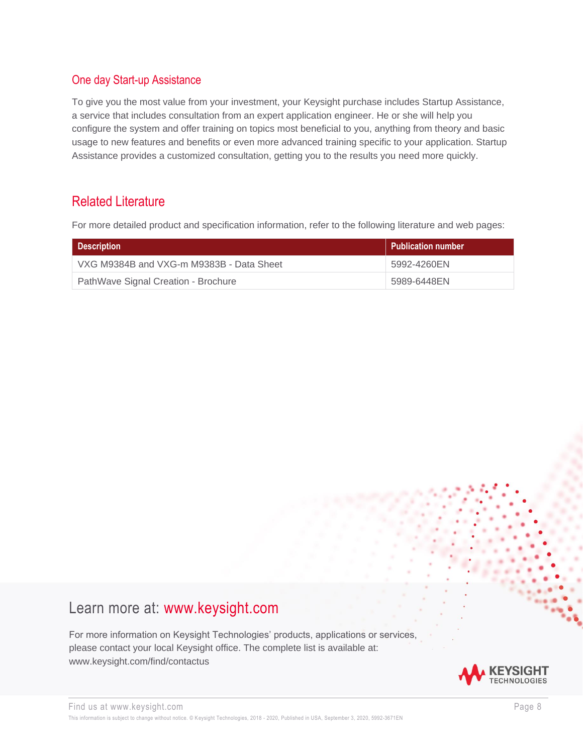## One day Start-up Assistance

To give you the most value from your investment, your Keysight purchase includes Startup Assistance, a service that includes consultation from an expert application engineer. He or she will help you configure the system and offer training on topics most beneficial to you, anything from theory and basic usage to new features and benefits or even more advanced training specific to your application. Startup Assistance provides a customized consultation, getting you to the results you need more quickly.

## Related Literature

For more detailed product and specification information, refer to the following literature and web pages:

| Description | Publication number |
|---|---|
| VXG M9384B and VXG-m M9383B - Data Sheet | 5992-4260EN |
| PathWave Signal Creation - Brochure | 5989-6448EN |

## Learn more at: www.keysight.com

For more information on Keysight Technologies' products, applications or services, please contact your local Keysight office. The complete list is available at: www.keysight.com/find/contactus

This information is subject to change without notice. © Keysight Technologies, 2018 - 2020, Published in USA, September 3, 2020, 5992-3671EN